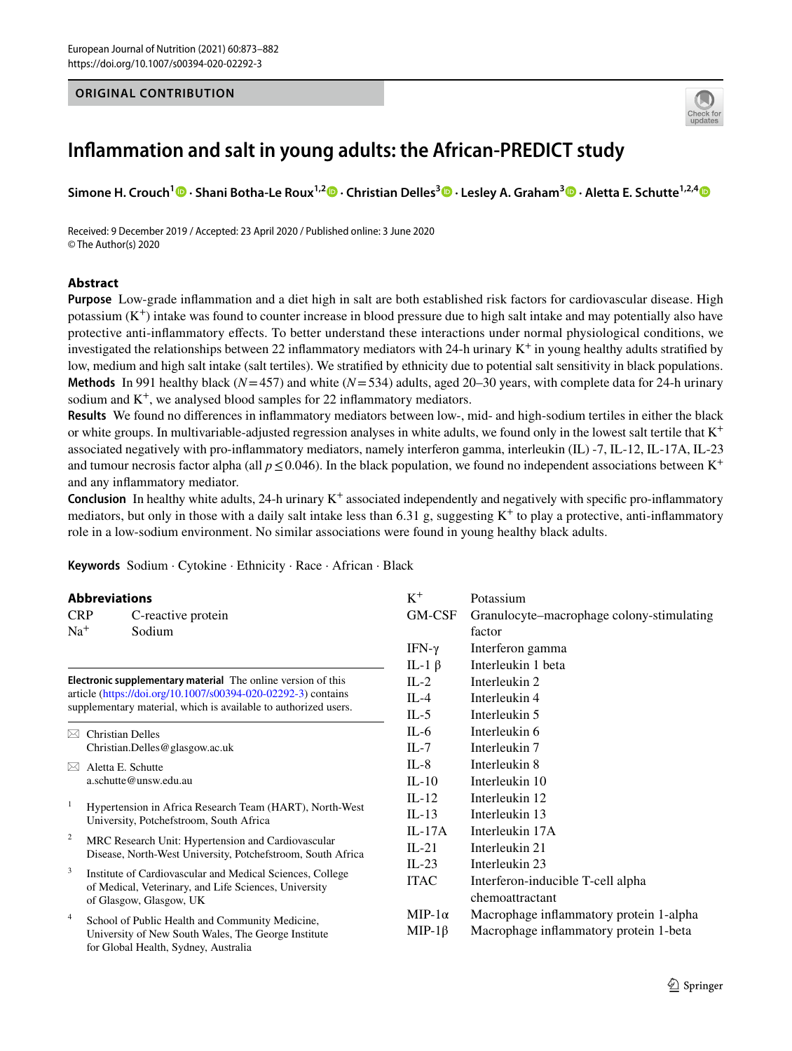ORIGINAL CONTRIBUTION

# Inflammation and salt in young adults: the African-PREDICT study

**Simone H. Crouch**[1] · **Shani Botha-Le Roux**[1,2] · **Christian Delles**[3] · **Lesley A. Graham**[3] · **Aletta E. Schutte**[1,2,4]

Received: 9 December 2019 / Accepted: 23 April 2020 / Published online: 3 June 2020
© The Author(s) 2020

## Abstract

**Purpose** Low-grade inflammation and a diet high in salt are both established risk factors for cardiovascular disease. High potassium ($K^+$) intake was found to counter increase in blood pressure due to high salt intake and may potentially also have protective anti-inflammatory effects. To better understand these interactions under normal physiological conditions, we investigated the relationships between 22 inflammatory mediators with 24-h urinary $K^+$ in young healthy adults stratified by low, medium and high salt intake (salt tertiles). We stratified by ethnicity due to potential salt sensitivity in black populations.

**Methods** In 991 healthy black ($N=457$) and white ($N=534$) adults, aged 20–30 years, with complete data for 24-h urinary sodium and $K^+$, we analysed blood samples for 22 inflammatory mediators.

**Results** We found no differences in inflammatory mediators between low-, mid- and high-sodium tertiles in either the black or white groups. In multivariable-adjusted regression analyses in white adults, we found only in the lowest salt tertile that $K^+$ associated negatively with pro-inflammatory mediators, namely interferon gamma, interleukin (IL) -7, IL-12, IL-17A, IL-23 and tumour necrosis factor alpha (all $p \leq 0.046$). In the black population, we found no independent associations between $K^+$ and any inflammatory mediator.

**Conclusion** In healthy white adults, 24-h urinary $K^+$ associated independently and negatively with specific pro-inflammatory mediators, but only in those with a daily salt intake less than 6.31 g, suggesting $K^+$ to play a protective, anti-inflammatory role in a low-sodium environment. No similar associations were found in young healthy black adults.

**Keywords** Sodium · Cytokine · Ethnicity · Race · African · Black

## Abbreviations

| | |
|---|---|
| CRP | C-reactive protein |
| $Na^+$ | Sodium |
| $K^+$ | Potassium |
| GM-CSF | Granulocyte–macrophage colony-stimulating factor |
| IFN-γ | Interferon gamma |
| IL-1 β | Interleukin 1 beta |
| IL-2 | Interleukin 2 |
| IL-4 | Interleukin 4 |
| IL-5 | Interleukin 5 |
| IL-6 | Interleukin 6 |
| IL-7 | Interleukin 7 |
| IL-8 | Interleukin 8 |
| IL-10 | Interleukin 10 |
| IL-12 | Interleukin 12 |
| IL-13 | Interleukin 13 |
| IL-17A | Interleukin 17A |
| IL-21 | Interleukin 21 |
| IL-23 | Interleukin 23 |
| ITAC | Interferon-inducible T-cell alpha chemoattractant |
| MIP-1α | Macrophage inflammatory protein 1-alpha |
| MIP-1β | Macrophage inflammatory protein 1-beta |

**Electronic supplementary material** The online version of this article (https://doi.org/10.1007/s00394-020-02292-3) contains supplementary material, which is available to authorized users.

✉ Christian Delles
Christian.Delles@glasgow.ac.uk

✉ Aletta E. Schutte
a.schutte@unsw.edu.au

1 Hypertension in Africa Research Team (HART), North-West University, Potchefstroom, South Africa

2 MRC Research Unit: Hypertension and Cardiovascular Disease, North-West University, Potchefstroom, South Africa

3 Institute of Cardiovascular and Medical Sciences, College of Medical, Veterinary, and Life Sciences, University of Glasgow, Glasgow, UK

4 School of Public Health and Community Medicine, University of New South Wales, The George Institute for Global Health, Sydney, Australia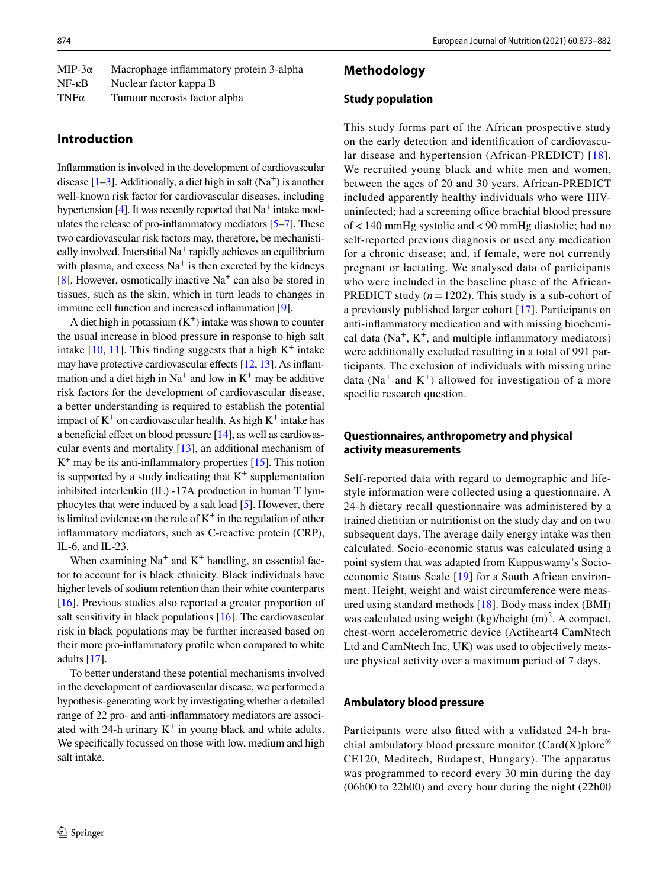| | |
|---|---|
| MIP-3α | Macrophage inflammatory protein 3-alpha |
| NF-κB | Nuclear factor kappa B |
| TNFα | Tumour necrosis factor alpha |

## Introduction

Inflammation is involved in the development of cardiovascular disease [1–3]. Additionally, a diet high in salt ($Na^+$) is another well-known risk factor for cardiovascular diseases, including hypertension [4]. It was recently reported that $Na^+$ intake modulates the release of pro-inflammatory mediators [5–7]. These two cardiovascular risk factors may, therefore, be mechanistically involved. Interstitial $Na^+$ rapidly achieves an equilibrium with plasma, and excess $Na^+$ is then excreted by the kidneys [8]. However, osmotically inactive $Na^+$ can also be stored in tissues, such as the skin, which in turn leads to changes in immune cell function and increased inflammation [9].

A diet high in potassium ($K^+$) intake was shown to counter the usual increase in blood pressure in response to high salt intake [10, 11]. This finding suggests that a high $K^+$ intake may have protective cardiovascular effects [12, 13]. As inflammation and a diet high in $Na^+$ and low in $K^+$ may be additive risk factors for the development of cardiovascular disease, a better understanding is required to establish the potential impact of $K^+$ on cardiovascular health. As high $K^+$ intake has a beneficial effect on blood pressure [14], as well as cardiovascular events and mortality [13], an additional mechanism of $K^+$ may be its anti-inflammatory properties [15]. This notion is supported by a study indicating that $K^+$ supplementation inhibited interleukin (IL) -17A production in human T lymphocytes that were induced by a salt load [5]. However, there is limited evidence on the role of $K^+$ in the regulation of other inflammatory mediators, such as C-reactive protein (CRP), IL-6, and IL-23.

When examining $Na^+$ and $K^+$ handling, an essential factor to account for is black ethnicity. Black individuals have higher levels of sodium retention than their white counterparts [16]. Previous studies also reported a greater proportion of salt sensitivity in black populations [16]. The cardiovascular risk in black populations may be further increased based on their more pro-inflammatory profile when compared to white adults [17].

To better understand these potential mechanisms involved in the development of cardiovascular disease, we performed a hypothesis-generating work by investigating whether a detailed range of 22 pro- and anti-inflammatory mediators are associated with 24-h urinary $K^+$ in young black and white adults. We specifically focussed on those with low, medium and high salt intake.

## Methodology

### Study population

This study forms part of the African prospective study on the early detection and identification of cardiovascular disease and hypertension (African-PREDICT) [18]. We recruited young black and white men and women, between the ages of 20 and 30 years. African-PREDICT included apparently healthy individuals who were HIV-uninfected; had a screening office brachial blood pressure of < 140 mmHg systolic and < 90 mmHg diastolic; had no self-reported previous diagnosis or used any medication for a chronic disease; and, if female, were not currently pregnant or lactating. We analysed data of participants who were included in the baseline phase of the African-PREDICT study ($n = 1202$). This study is a sub-cohort of a previously published larger cohort [17]. Participants on anti-inflammatory medication and with missing biochemical data ($Na^+$, $K^+$, and multiple inflammatory mediators) were additionally excluded resulting in a total of 991 participants. The exclusion of individuals with missing urine data ($Na^+$ and $K^+$) allowed for investigation of a more specific research question.

### Questionnaires, anthropometry and physical activity measurements

Self-reported data with regard to demographic and lifestyle information were collected using a questionnaire. A 24-h dietary recall questionnaire was administered by a trained dietitian or nutritionist on the study day and on two subsequent days. The average daily energy intake was then calculated. Socio-economic status was calculated using a point system that was adapted from Kuppuswamy's Socio-economic Status Scale [19] for a South African environment. Height, weight and waist circumference were measured using standard methods [18]. Body mass index (BMI) was calculated using weight (kg)/height (m)$^2$. A compact, chest-worn accelerometric device (Actiheart4 CamNtech Ltd and CamNtech Inc, UK) was used to objectively measure physical activity over a maximum period of 7 days.

### Ambulatory blood pressure

Participants were also fitted with a validated 24-h brachial ambulatory blood pressure monitor (Card(X)plore® CE120, Meditech, Budapest, Hungary). The apparatus was programmed to record every 30 min during the day (06h00 to 22h00) and every hour during the night (22h00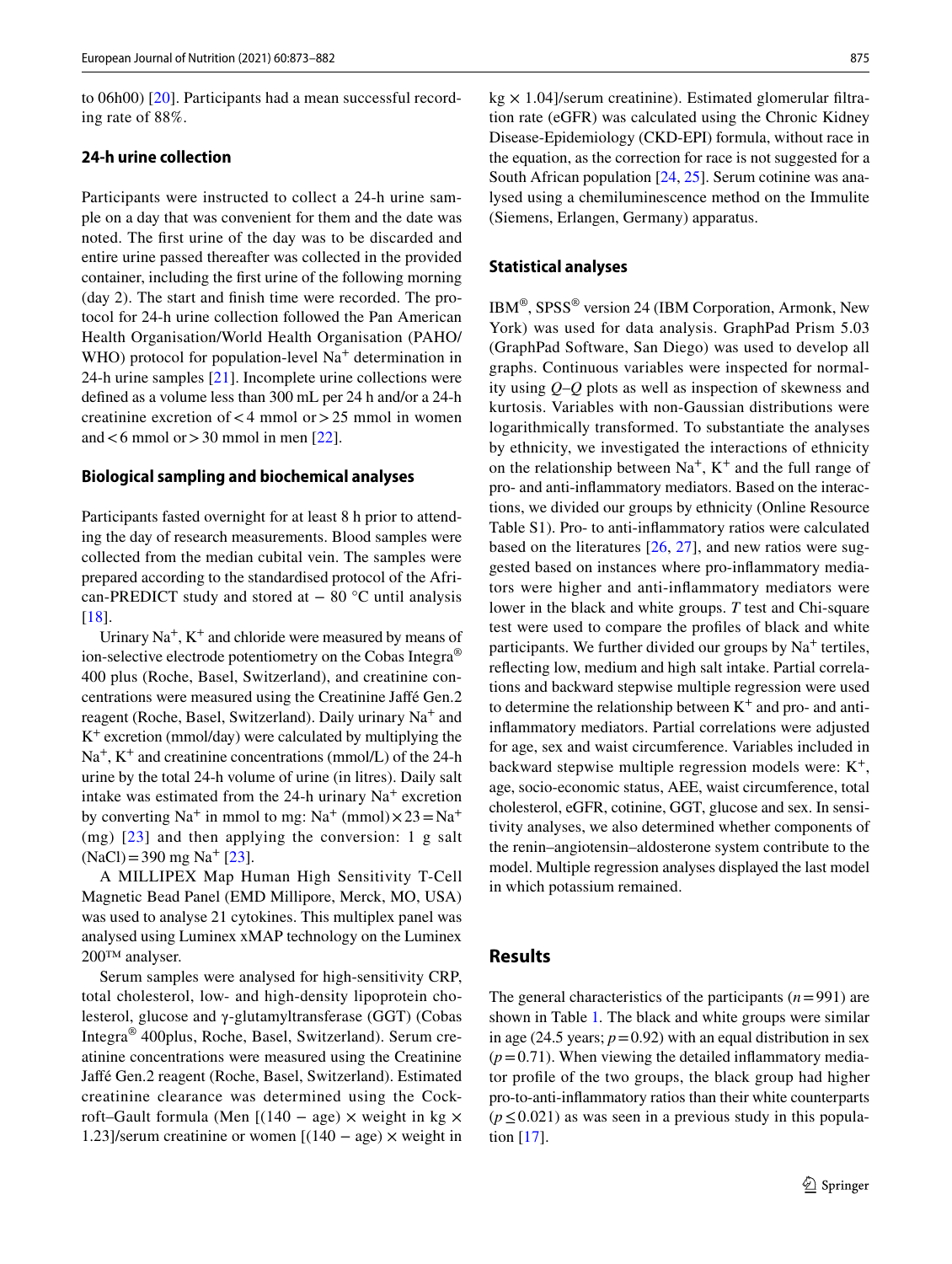to 06h00) [20]. Participants had a mean successful recording rate of 88%.

### 24-h urine collection

Participants were instructed to collect a 24-h urine sample on a day that was convenient for them and the date was noted. The first urine of the day was to be discarded and entire urine passed thereafter was collected in the provided container, including the first urine of the following morning (day 2). The start and finish time were recorded. The protocol for 24-h urine collection followed the Pan American Health Organisation/World Health Organisation (PAHO/WHO) protocol for population-level $Na^+$ determination in 24-h urine samples [21]. Incomplete urine collections were defined as a volume less than 300 mL per 24 h and/or a 24-h creatinine excretion of < 4 mmol or > 25 mmol in women and < 6 mmol or > 30 mmol in men [22].

### Biological sampling and biochemical analyses

Participants fasted overnight for at least 8 h prior to attending the day of research measurements. Blood samples were collected from the median cubital vein. The samples were prepared according to the standardised protocol of the African-PREDICT study and stored at − 80 °C until analysis [18].

Urinary $Na^+$, $K^+$ and chloride were measured by means of ion-selective electrode potentiometry on the Cobas Integra® 400 plus (Roche, Basel, Switzerland), and creatinine concentrations were measured using the Creatinine Jaffé Gen.2 reagent (Roche, Basel, Switzerland). Daily urinary $Na^+$ and $K^+$ excretion (mmol/day) were calculated by multiplying the $Na^+$, $K^+$ and creatinine concentrations (mmol/L) of the 24-h urine by the total 24-h volume of urine (in litres). Daily salt intake was estimated from the 24-h urinary $Na^+$ excretion by converting $Na^+$ in mmol to mg: $Na^+$ (mmol) × 23 = $Na^+$ (mg) [23] and then applying the conversion: 1 g salt (NaCl) = 390 mg $Na^+$ [23].

A MILLIPEX Map Human High Sensitivity T-Cell Magnetic Bead Panel (EMD Millipore, Merck, MO, USA) was used to analyse 21 cytokines. This multiplex panel was analysed using Luminex xMAP technology on the Luminex 200™ analyser.

Serum samples were analysed for high-sensitivity CRP, total cholesterol, low- and high-density lipoprotein cholesterol, glucose and γ-glutamyltransferase (GGT) (Cobas Integra® 400plus, Roche, Basel, Switzerland). Serum creatinine concentrations were measured using the Creatinine Jaffé Gen.2 reagent (Roche, Basel, Switzerland). Estimated creatinine clearance was determined using the Cockroft–Gault formula (Men [(140 − age) × weight in kg × 1.23]/serum creatinine or women [(140 − age) × weight in kg × 1.04]/serum creatinine). Estimated glomerular filtration rate (eGFR) was calculated using the Chronic Kidney Disease-Epidemiology (CKD-EPI) formula, without race in the equation, as the correction for race is not suggested for a South African population [24, 25]. Serum cotinine was analysed using a chemiluminescence method on the Immulite (Siemens, Erlangen, Germany) apparatus.

### Statistical analyses

IBM®, SPSS® version 24 (IBM Corporation, Armonk, New York) was used for data analysis. GraphPad Prism 5.03 (GraphPad Software, San Diego) was used to develop all graphs. Continuous variables were inspected for normality using *Q*–*Q* plots as well as inspection of skewness and kurtosis. Variables with non-Gaussian distributions were logarithmically transformed. To substantiate the analyses by ethnicity, we investigated the interactions of ethnicity on the relationship between $Na^+$, $K^+$ and the full range of pro- and anti-inflammatory mediators. Based on the interactions, we divided our groups by ethnicity (Online Resource Table S1). Pro- to anti-inflammatory ratios were calculated based on the literatures [26, 27], and new ratios were suggested based on instances where pro-inflammatory mediators were higher and anti-inflammatory mediators were lower in the black and white groups. *T* test and Chi-square test were used to compare the profiles of black and white participants. We further divided our groups by $Na^+$ tertiles, reflecting low, medium and high salt intake. Partial correlations and backward stepwise multiple regression were used to determine the relationship between $K^+$ and pro- and anti-inflammatory mediators. Partial correlations were adjusted for age, sex and waist circumference. Variables included in backward stepwise multiple regression models were: $K^+$, age, socio-economic status, AEE, waist circumference, total cholesterol, eGFR, cotinine, GGT, glucose and sex. In sensitivity analyses, we also determined whether components of the renin–angiotensin–aldosterone system contribute to the model. Multiple regression analyses displayed the last model in which potassium remained.

## Results

The general characteristics of the participants ($n = 991$) are shown in Table 1. The black and white groups were similar in age (24.5 years; $p = 0.92$) with an equal distribution in sex ($p = 0.71$). When viewing the detailed inflammatory mediator profile of the two groups, the black group had higher pro-to-anti-inflammatory ratios than their white counterparts ($p \leq 0.021$) as was seen in a previous study in this population [17].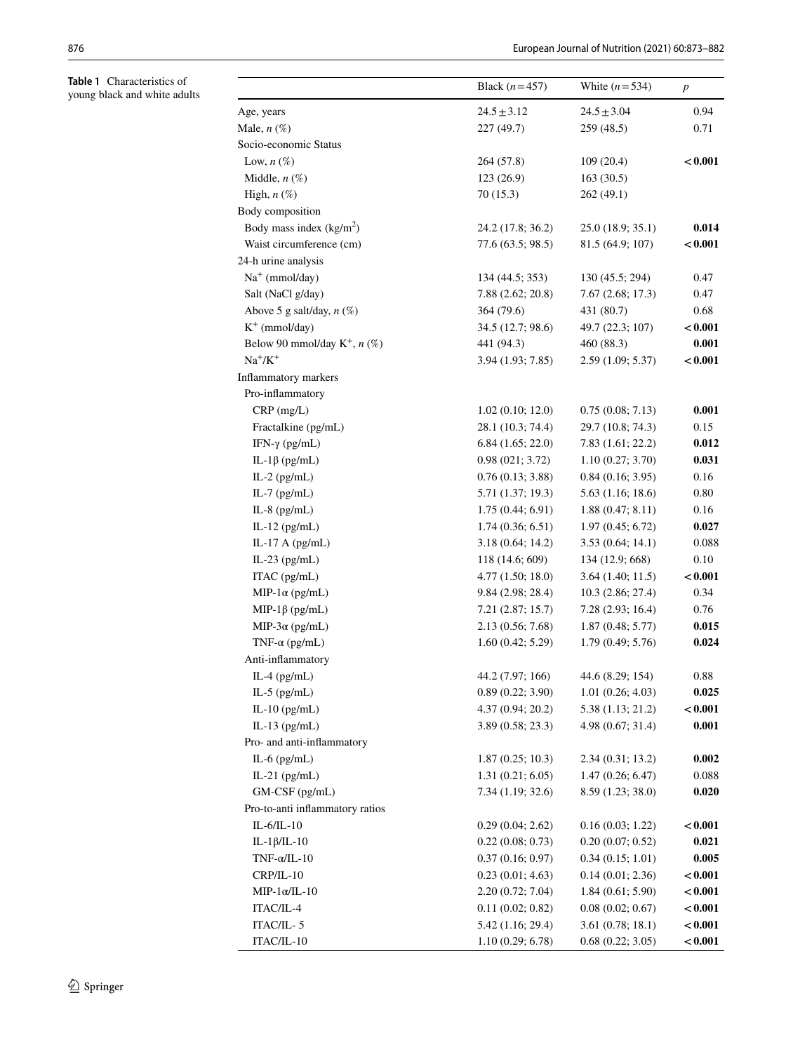**Table 1** Characteristics of young black and white adults

| | Black ($n = 457$) | White ($n = 534$) | $p$ |
|---|---|---|---|
| Age, years | 24.5 ± 3.12 | 24.5 ± 3.04 | 0.94 |
| Male, $n$ (%) | 227 (49.7) | 259 (48.5) | 0.71 |
| Socio-economic Status | | | |
| Low, $n$ (%) | 264 (57.8) | 109 (20.4) | **< 0.001** |
| Middle, $n$ (%) | 123 (26.9) | 163 (30.5) | |
| High, $n$ (%) | 70 (15.3) | 262 (49.1) | |
| Body composition | | | |
| Body mass index (kg/m$^2$) | 24.2 (17.8; 36.2) | 25.0 (18.9; 35.1) | **0.014** |
| Waist circumference (cm) | 77.6 (63.5; 98.5) | 81.5 (64.9; 107) | **< 0.001** |
| 24-h urine analysis | | | |
| $Na^+$ (mmol/day) | 134 (44.5; 353) | 130 (45.5; 294) | 0.47 |
| Salt (NaCl g/day) | 7.88 (2.62; 20.8) | 7.67 (2.68; 17.3) | 0.47 |
| Above 5 g salt/day, $n$ (%) | 364 (79.6) | 431 (80.7) | 0.68 |
| $K^+$ (mmol/day) | 34.5 (12.7; 98.6) | 49.7 (22.3; 107) | **< 0.001** |
| Below 90 mmol/day $K^+$, $n$ (%) | 441 (94.3) | 460 (88.3) | **0.001** |
| $Na^+/K^+$ | 3.94 (1.93; 7.85) | 2.59 (1.09; 5.37) | **< 0.001** |
| Inflammatory markers | | | |
| Pro-inflammatory | | | |
| CRP (mg/L) | 1.02 (0.10; 12.0) | 0.75 (0.08; 7.13) | **0.001** |
| Fractalkine (pg/mL) | 28.1 (10.3; 74.4) | 29.7 (10.8; 74.3) | 0.15 |
| IFN-γ (pg/mL) | 6.84 (1.65; 22.0) | 7.83 (1.61; 22.2) | **0.012** |
| IL-1β (pg/mL) | 0.98 (021; 3.72) | 1.10 (0.27; 3.70) | **0.031** |
| IL-2 (pg/mL) | 0.76 (0.13; 3.88) | 0.84 (0.16; 3.95) | 0.16 |
| IL-7 (pg/mL) | 5.71 (1.37; 19.3) | 5.63 (1.16; 18.6) | 0.80 |
| IL-8 (pg/mL) | 1.75 (0.44; 6.91) | 1.88 (0.47; 8.11) | 0.16 |
| IL-12 (pg/mL) | 1.74 (0.36; 6.51) | 1.97 (0.45; 6.72) | **0.027** |
| IL-17 A (pg/mL) | 3.18 (0.64; 14.2) | 3.53 (0.64; 14.1) | 0.088 |
| IL-23 (pg/mL) | 118 (14.6; 609) | 134 (12.9; 668) | 0.10 |
| ITAC (pg/mL) | 4.77 (1.50; 18.0) | 3.64 (1.40; 11.5) | **< 0.001** |
| MIP-1α (pg/mL) | 9.84 (2.98; 28.4) | 10.3 (2.86; 27.4) | 0.34 |
| MIP-1β (pg/mL) | 7.21 (2.87; 15.7) | 7.28 (2.93; 16.4) | 0.76 |
| MIP-3α (pg/mL) | 2.13 (0.56; 7.68) | 1.87 (0.48; 5.77) | **0.015** |
| TNF-α (pg/mL) | 1.60 (0.42; 5.29) | 1.79 (0.49; 5.76) | **0.024** |
| Anti-inflammatory | | | |
| IL-4 (pg/mL) | 44.2 (7.97; 166) | 44.6 (8.29; 154) | 0.88 |
| IL-5 (pg/mL) | 0.89 (0.22; 3.90) | 1.01 (0.26; 4.03) | **0.025** |
| IL-10 (pg/mL) | 4.37 (0.94; 20.2) | 5.38 (1.13; 21.2) | **< 0.001** |
| IL-13 (pg/mL) | 3.89 (0.58; 23.3) | 4.98 (0.67; 31.4) | **0.001** |
| Pro- and anti-inflammatory | | | |
| IL-6 (pg/mL) | 1.87 (0.25; 10.3) | 2.34 (0.31; 13.2) | **0.002** |
| IL-21 (pg/mL) | 1.31 (0.21; 6.05) | 1.47 (0.26; 6.47) | 0.088 |
| GM-CSF (pg/mL) | 7.34 (1.19; 32.6) | 8.59 (1.23; 38.0) | **0.020** |
| Pro-to-anti inflammatory ratios | | | |
| IL-6/IL-10 | 0.29 (0.04; 2.62) | 0.16 (0.03; 1.22) | **< 0.001** |
| IL-1β/IL-10 | 0.22 (0.08; 0.73) | 0.20 (0.07; 0.52) | **0.021** |
| TNF-α/IL-10 | 0.37 (0.16; 0.97) | 0.34 (0.15; 1.01) | **0.005** |
| CRP/IL-10 | 0.23 (0.01; 4.63) | 0.14 (0.01; 2.36) | **< 0.001** |
| MIP-1α/IL-10 | 2.20 (0.72; 7.04) | 1.84 (0.61; 5.90) | **< 0.001** |
| ITAC/IL-4 | 0.11 (0.02; 0.82) | 0.08 (0.02; 0.67) | **< 0.001** |
| ITAC/IL- 5 | 5.42 (1.16; 29.4) | 3.61 (0.78; 18.1) | **< 0.001** |
| ITAC/IL-10 | 1.10 (0.29; 6.78) | 0.68 (0.22; 3.05) | **< 0.001** |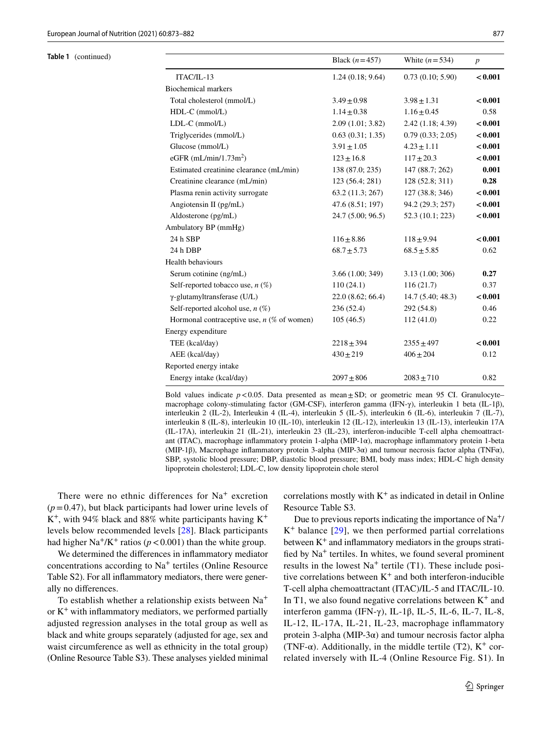**Table 1** (continued)

| | Black ($n = 457$) | White ($n = 534$) | $p$ |
|---|---|---|---|
| ITAC/IL-13 | 1.24 (0.18; 9.64) | 0.73 (0.10; 5.90) | **< 0.001** |
| Biochemical markers | | | |
| Total cholesterol (mmol/L) | 3.49 ± 0.98 | 3.98 ± 1.31 | **< 0.001** |
| HDL-C (mmol/L) | 1.14 ± 0.38 | 1.16 ± 0.45 | 0.58 |
| LDL-C (mmol/L) | 2.09 (1.01; 3.82) | 2.42 (1.18; 4.39) | **< 0.001** |
| Triglycerides (mmol/L) | 0.63 (0.31; 1.35) | 0.79 (0.33; 2.05) | **< 0.001** |
| Glucose (mmol/L) | 3.91 ± 1.05 | 4.23 ± 1.11 | **< 0.001** |
| eGFR (mL/min/1.73m$^2$) | 123 ± 16.8 | 117 ± 20.3 | **< 0.001** |
| Estimated creatinine clearance (mL/min) | 138 (87.0; 235) | 147 (88.7; 262) | **0.001** |
| Creatinine clearance (mL/min) | 123 (56.4; 281) | 128 (52.8; 311) | **0.28** |
| Plasma renin activity surrogate | 63.2 (11.3; 267) | 127 (38.8; 346) | **< 0.001** |
| Angiotensin II (pg/mL) | 47.6 (8.51; 197) | 94.2 (29.3; 257) | **< 0.001** |
| Aldosterone (pg/mL) | 24.7 (5.00; 96.5) | 52.3 (10.1; 223) | **< 0.001** |
| Ambulatory BP (mmHg) | | | |
| 24 h SBP | 116 ± 8.86 | 118 ± 9.94 | **< 0.001** |
| 24 h DBP | 68.7 ± 5.73 | 68.5 ± 5.85 | 0.62 |
| Health behaviours | | | |
| Serum cotinine (ng/mL) | 3.66 (1.00; 349) | 3.13 (1.00; 306) | **0.27** |
| Self-reported tobacco use, $n$ (%) | 110 (24.1) | 116 (21.7) | 0.37 |
| γ-glutamyltransferase (U/L) | 22.0 (8.62; 66.4) | 14.7 (5.40; 48.3) | **< 0.001** |
| Self-reported alcohol use, $n$ (%) | 236 (52.4) | 292 (54.8) | 0.46 |
| Hormonal contraceptive use, $n$ (% of women) | 105 (46.5) | 112 (41.0) | 0.22 |
| Energy expenditure | | | |
| TEE (kcal/day) | 2218 ± 394 | 2355 ± 497 | **< 0.001** |
| AEE (kcal/day) | 430 ± 219 | 406 ± 204 | 0.12 |
| Reported energy intake | | | |
| Energy intake (kcal/day) | 2097 ± 806 | 2083 ± 710 | 0.82 |

Bold values indicate $p < 0.05$. Data presented as mean ± SD; or geometric mean 95 CI. Granulocyte–macrophage colony-stimulating factor (GM-CSF), interferon gamma (IFN-γ), interleukin 1 beta (IL-1β), interleukin 2 (IL-2), Interleukin 4 (IL-4), interleukin 5 (IL-5), interleukin 6 (IL-6), interleukin 7 (IL-7), interleukin 8 (IL-8), interleukin 10 (IL-10), interleukin 12 (IL-12), interleukin 13 (IL-13), interleukin 17A (IL-17A), interleukin 21 (IL-21), interleukin 23 (IL-23), interferon-inducible T-cell alpha chemoattractant (ITAC), macrophage inflammatory protein 1-alpha (MIP-1α), macrophage inflammatory protein 1-beta (MIP-1β), Macrophage inflammatory protein 3-alpha (MIP-3α) and tumour necrosis factor alpha (TNFα), SBP, systolic blood pressure; DBP, diastolic blood pressure; BMI, body mass index; HDL-C high density lipoprotein cholesterol; LDL-C, low density lipoprotein chole sterol

There were no ethnic differences for $Na^+$ excretion ($p = 0.47$), but black participants had lower urine levels of $K^+$, with 94% black and 88% white participants having $K^+$ levels below recommended levels [28]. Black participants had higher $Na^+/K^+$ ratios ($p < 0.001$) than the white group.

We determined the differences in inflammatory mediator concentrations according to $Na^+$ tertiles (Online Resource Table S2). For all inflammatory mediators, there were generally no differences.

To establish whether a relationship exists between $Na^+$ or $K^+$ with inflammatory mediators, we performed partially adjusted regression analyses in the total group as well as black and white groups separately (adjusted for age, sex and waist circumference as well as ethnicity in the total group) (Online Resource Table S3). These analyses yielded minimal correlations mostly with $K^+$ as indicated in detail in Online Resource Table S3.

Due to previous reports indicating the importance of $Na^+/K^+$ balance [29], we then performed partial correlations between $K^+$ and inflammatory mediators in the groups stratified by $Na^+$ tertiles. In whites, we found several prominent results in the lowest $Na^+$ tertile (T1). These include positive correlations between $K^+$ and both interferon-inducible T-cell alpha chemoattractant (ITAC)/IL-5 and ITAC/IL-10. In T1, we also found negative correlations between $K^+$ and interferon gamma (IFN-γ), IL-1β, IL-5, IL-6, IL-7, IL-8, IL-12, IL-17A, IL-21, IL-23, macrophage inflammatory protein 3-alpha (MIP-3α) and tumour necrosis factor alpha (TNF-α). Additionally, in the middle tertile (T2), $K^+$ correlated inversely with IL-4 (Online Resource Fig. S1). In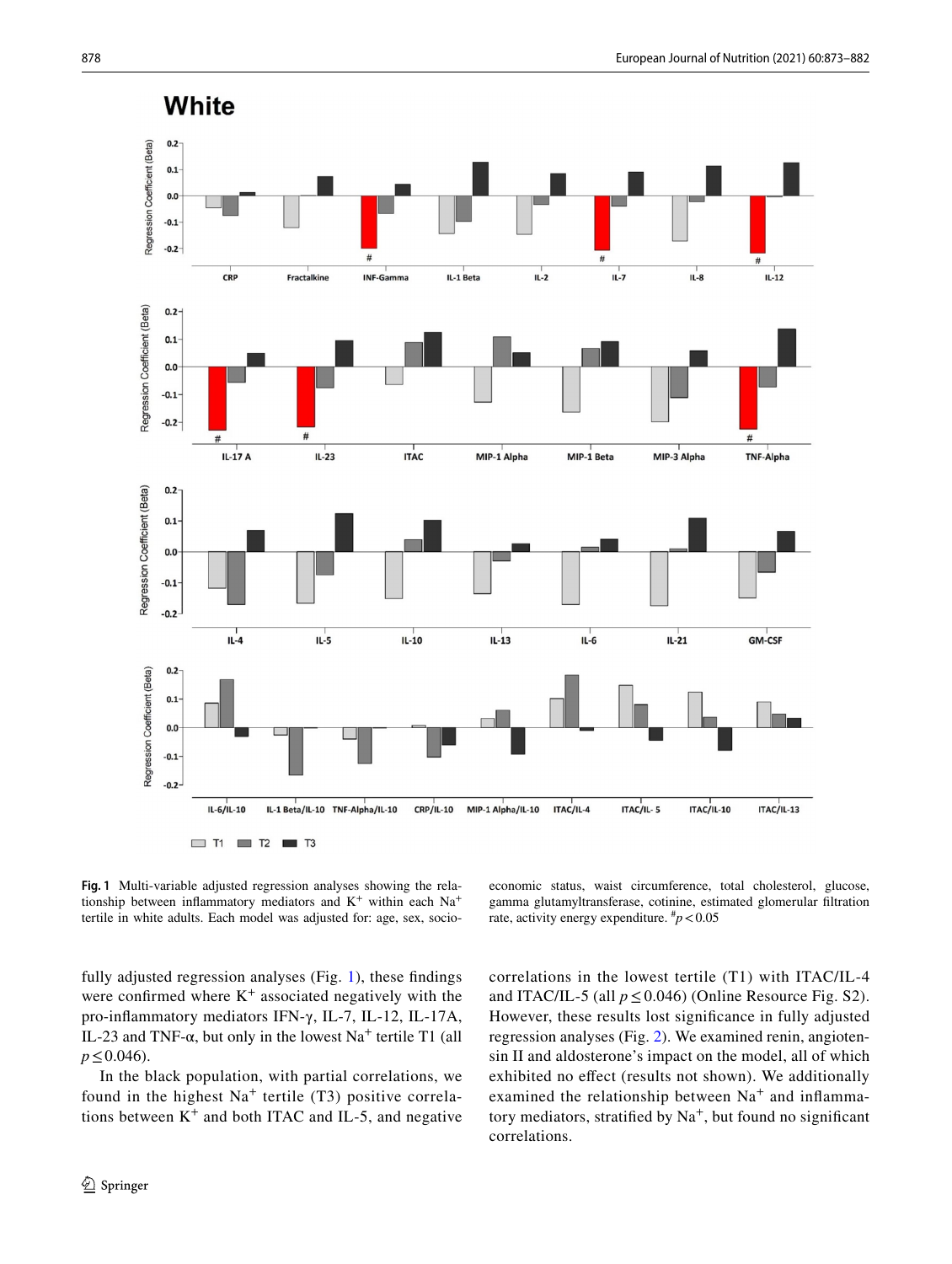Fig. 1 Multi-variable adjusted regression analyses showing the relationship between inflammatory mediators and $K^+$ within each $Na^+$ tertile in white adults. Each model was adjusted for: age, sex, socio-economic status, waist circumference, total cholesterol, glucose, gamma glutamyltransferase, cotinine, estimated glomerular filtration rate, activity energy expenditure. $^{\#}p < 0.05$

fully adjusted regression analyses (Fig. 1), these findings were confirmed where $K^+$ associated negatively with the pro-inflammatory mediators IFN-γ, IL-7, IL-12, IL-17A, IL-23 and TNF-α, but only in the lowest $Na^+$ tertile T1 (all $p \leq 0.046$).

In the black population, with partial correlations, we found in the highest $Na^+$ tertile (T3) positive correlations between $K^+$ and both ITAC and IL-5, and negative correlations in the lowest tertile (T1) with ITAC/IL-4 and ITAC/IL-5 (all $p \leq 0.046$) (Online Resource Fig. S2). However, these results lost significance in fully adjusted regression analyses (Fig. 2). We examined renin, angiotensin II and aldosterone's impact on the model, all of which exhibited no effect (results not shown). We additionally examined the relationship between $Na^+$ and inflammatory mediators, stratified by $Na^+$, but found no significant correlations.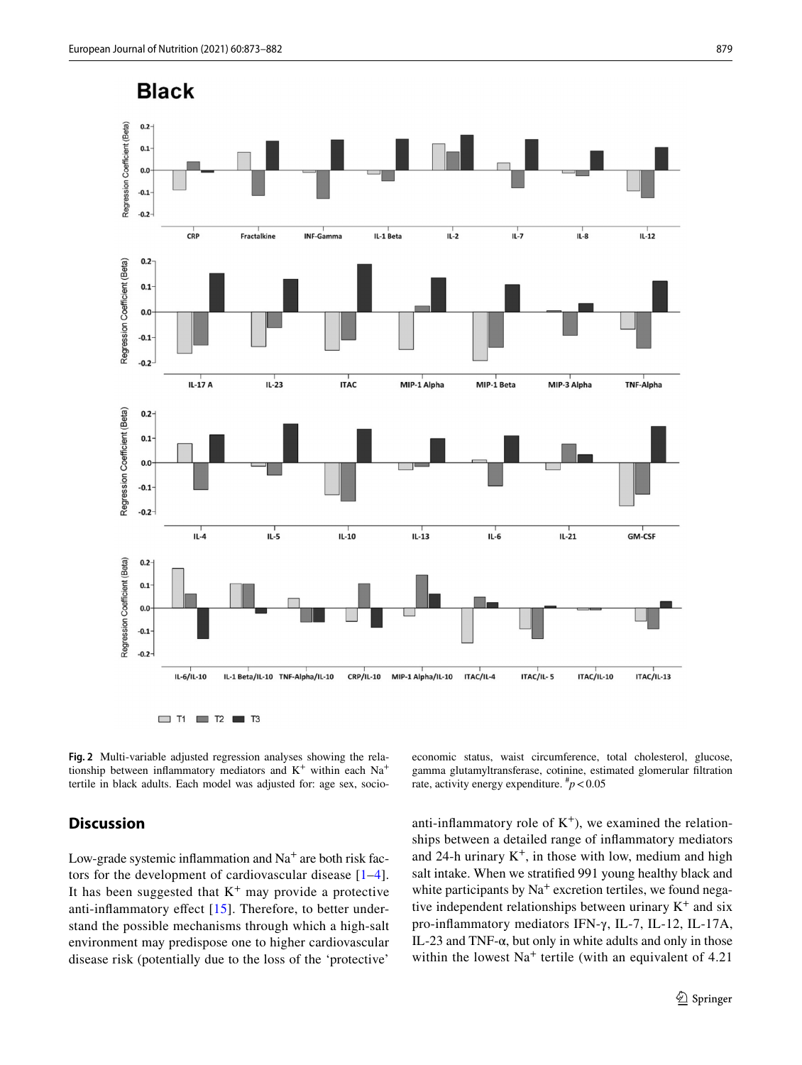**Fig. 2** Multi-variable adjusted regression analyses showing the relationship between inflammatory mediators and $K^+$ within each $Na^+$ tertile in black adults. Each model was adjusted for: age sex, socio-economic status, waist circumference, total cholesterol, glucose, gamma glutamyltransferase, cotinine, estimated glomerular filtration rate, activity energy expenditure. $^{\#}p < 0.05$

## Discussion

Low-grade systemic inflammation and $Na^+$ are both risk factors for the development of cardiovascular disease [1–4]. It has been suggested that $K^+$ may provide a protective anti-inflammatory effect [15]. Therefore, to better understand the possible mechanisms through which a high-salt environment may predispose one to higher cardiovascular disease risk (potentially due to the loss of the 'protective' anti-inflammatory role of $K^+$), we examined the relationships between a detailed range of inflammatory mediators and 24-h urinary $K^+$, in those with low, medium and high salt intake. When we stratified 991 young healthy black and white participants by $Na^+$ excretion tertiles, we found negative independent relationships between urinary $K^+$ and six pro-inflammatory mediators IFN-γ, IL-7, IL-12, IL-17A, IL-23 and TNF-α, but only in white adults and only in those within the lowest $Na^+$ tertile (with an equivalent of 4.21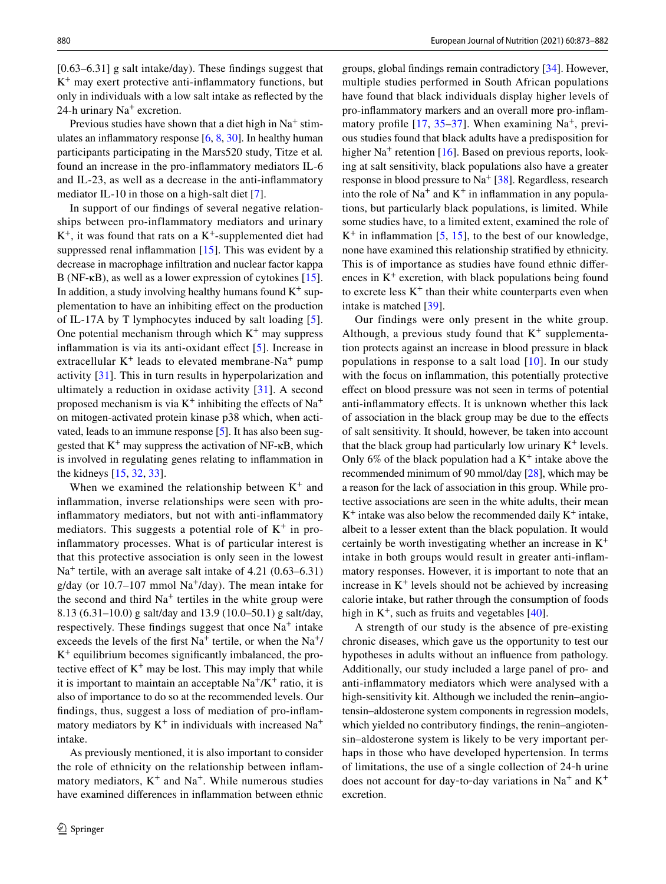[0.63–6.31] g salt intake/day). These findings suggest that $K^+$ may exert protective anti-inflammatory functions, but only in individuals with a low salt intake as reflected by the 24-h urinary $Na^+$ excretion.

Previous studies have shown that a diet high in $Na^+$ stimulates an inflammatory response [6, 8, 30]. In healthy human participants participating in the Mars520 study, Titze et al. found an increase in the pro-inflammatory mediators IL-6 and IL-23, as well as a decrease in the anti-inflammatory mediator IL-10 in those on a high-salt diet [7].

In support of our findings of several negative relationships between pro-inflammatory mediators and urinary $K^+$, it was found that rats on a $K^+$-supplemented diet had suppressed renal inflammation [15]. This was evident by a decrease in macrophage infiltration and nuclear factor kappa B (NF-κB), as well as a lower expression of cytokines [15]. In addition, a study involving healthy humans found $K^+$ supplementation to have an inhibiting effect on the production of IL-17A by T lymphocytes induced by salt loading [5]. One potential mechanism through which $K^+$ may suppress inflammation is via its anti-oxidant effect [5]. Increase in extracellular $K^+$ leads to elevated membrane-$Na^+$ pump activity [31]. This in turn results in hyperpolarization and ultimately a reduction in oxidase activity [31]. A second proposed mechanism is via $K^+$ inhibiting the effects of $Na^+$ on mitogen-activated protein kinase p38 which, when activated, leads to an immune response [5]. It has also been suggested that $K^+$ may suppress the activation of NF-κB, which is involved in regulating genes relating to inflammation in the kidneys [15, 32, 33].

When we examined the relationship between $K^+$ and inflammation, inverse relationships were seen with pro-inflammatory mediators, but not with anti-inflammatory mediators. This suggests a potential role of $K^+$ in pro-inflammatory processes. What is of particular interest is that this protective association is only seen in the lowest $Na^+$ tertile, with an average salt intake of 4.21 (0.63–6.31) g/day (or 10.7–107 mmol $Na^+$/day). The mean intake for the second and third $Na^+$ tertiles in the white group were 8.13 (6.31–10.0) g salt/day and 13.9 (10.0–50.1) g salt/day, respectively. These findings suggest that once $Na^+$ intake exceeds the levels of the first $Na^+$ tertile, or when the $Na^+$/$K^+$ equilibrium becomes significantly imbalanced, the protective effect of $K^+$ may be lost. This may imply that while it is important to maintain an acceptable $Na^+$/$K^+$ ratio, it is also of importance to do so at the recommended levels. Our findings, thus, suggest a loss of mediation of pro-inflammatory mediators by $K^+$ in individuals with increased $Na^+$ intake.

As previously mentioned, it is also important to consider the role of ethnicity on the relationship between inflammatory mediators, $K^+$ and $Na^+$. While numerous studies have examined differences in inflammation between ethnic groups, global findings remain contradictory [34]. However, multiple studies performed in South African populations have found that black individuals display higher levels of pro-inflammatory markers and an overall more pro-inflammatory profile [17, 35–37]. When examining $Na^+$, previous studies found that black adults have a predisposition for higher $Na^+$ retention [16]. Based on previous reports, looking at salt sensitivity, black populations also have a greater response in blood pressure to $Na^+$ [38]. Regardless, research into the role of $Na^+$ and $K^+$ in inflammation in any populations, but particularly black populations, is limited. While some studies have, to a limited extent, examined the role of $K^+$ in inflammation [5, 15], to the best of our knowledge, none have examined this relationship stratified by ethnicity. This is of importance as studies have found ethnic differences in $K^+$ excretion, with black populations being found to excrete less $K^+$ than their white counterparts even when intake is matched [39].

Our findings were only present in the white group. Although, a previous study found that $K^+$ supplementation protects against an increase in blood pressure in black populations in response to a salt load [10]. In our study with the focus on inflammation, this potentially protective effect on blood pressure was not seen in terms of potential anti-inflammatory effects. It is unknown whether this lack of association in the black group may be due to the effects of salt sensitivity. It should, however, be taken into account that the black group had particularly low urinary $K^+$ levels. Only 6% of the black population had a $K^+$ intake above the recommended minimum of 90 mmol/day [28], which may be a reason for the lack of association in this group. While protective associations are seen in the white adults, their mean $K^+$ intake was also below the recommended daily $K^+$ intake, albeit to a lesser extent than the black population. It would certainly be worth investigating whether an increase in $K^+$ intake in both groups would result in greater anti-inflammatory responses. However, it is important to note that an increase in $K^+$ levels should not be achieved by increasing calorie intake, but rather through the consumption of foods high in $K^+$, such as fruits and vegetables [40].

A strength of our study is the absence of pre-existing chronic diseases, which gave us the opportunity to test our hypotheses in adults without an influence from pathology. Additionally, our study included a large panel of pro- and anti-inflammatory mediators which were analysed with a high-sensitivity kit. Although we included the renin–angiotensin–aldosterone system components in regression models, which yielded no contributory findings, the renin–angiotensin–aldosterone system is likely to be very important perhaps in those who have developed hypertension. In terms of limitations, the use of a single collection of 24-h urine does not account for day-to-day variations in $Na^+$ and $K^+$ excretion.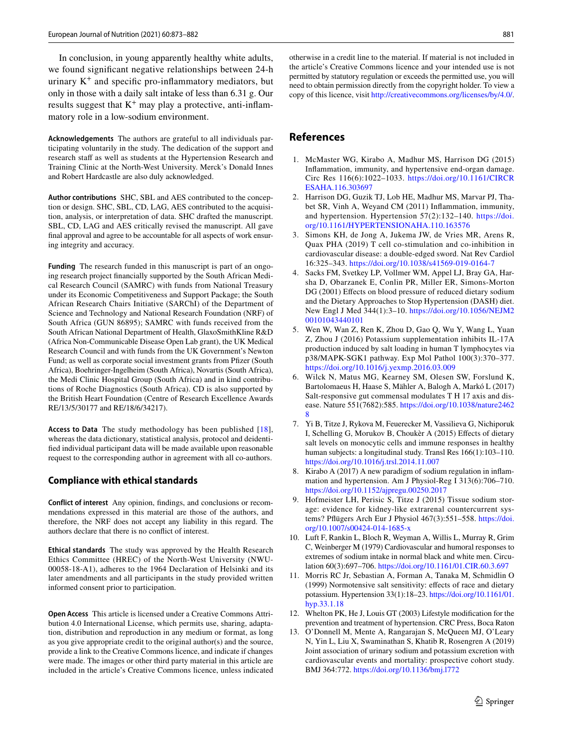In conclusion, in young apparently healthy white adults, we found significant negative relationships between 24-h urinary $K^+$ and specific pro-inflammatory mediators, but only in those with a daily salt intake of less than 6.31 g. Our results suggest that $K^+$ may play a protective, anti-inflammatory role in a low-sodium environment.

**Acknowledgements** The authors are grateful to all individuals participating voluntarily in the study. The dedication of the support and research staff as well as students at the Hypertension Research and Training Clinic at the North-West University. Merck's Donald Innes and Robert Hardcastle are also duly acknowledged.

**Author contributions** SHC, SBL and AES contributed to the conception or design. SHC, SBL, CD, LAG, AES contributed to the acquisition, analysis, or interpretation of data. SHC drafted the manuscript. SBL, CD, LAG and AES critically revised the manuscript. All gave final approval and agree to be accountable for all aspects of work ensuring integrity and accuracy.

**Funding** The research funded in this manuscript is part of an ongoing research project financially supported by the South African Medical Research Council (SAMRC) with funds from National Treasury under its Economic Competitiveness and Support Package; the South African Research Chairs Initiative (SARChI) of the Department of Science and Technology and National Research Foundation (NRF) of South Africa (GUN 86895); SAMRC with funds received from the South African National Department of Health, GlaxoSmithKline R&D (Africa Non-Communicable Disease Open Lab grant), the UK Medical Research Council and with funds from the UK Government's Newton Fund; as well as corporate social investment grants from Pfizer (South Africa), Boehringer-Ingelheim (South Africa), Novartis (South Africa), the Medi Clinic Hospital Group (South Africa) and in kind contributions of Roche Diagnostics (South Africa). CD is also supported by the British Heart Foundation (Centre of Research Excellence Awards RE/13/5/30177 and RE/18/6/34217).

**Access to Data** The study methodology has been published [18], whereas the data dictionary, statistical analysis, protocol and deidentified individual participant data will be made available upon reasonable request to the corresponding author in agreement with all co-authors.

## Compliance with ethical standards

**Conflict of interest** Any opinion, findings, and conclusions or recommendations expressed in this material are those of the authors, and therefore, the NRF does not accept any liability in this regard. The authors declare that there is no conflict of interest.

**Ethical standards** The study was approved by the Health Research Ethics Committee (HREC) of the North-West University (NWU-00058-18-A1), adheres to the 1964 Declaration of Helsinki and its later amendments and all participants in the study provided written informed consent prior to participation.

**Open Access** This article is licensed under a Creative Commons Attribution 4.0 International License, which permits use, sharing, adaptation, distribution and reproduction in any medium or format, as long as you give appropriate credit to the original author(s) and the source, provide a link to the Creative Commons licence, and indicate if changes were made. The images or other third party material in this article are included in the article's Creative Commons licence, unless indicated otherwise in a credit line to the material. If material is not included in the article's Creative Commons licence and your intended use is not permitted by statutory regulation or exceeds the permitted use, you will need to obtain permission directly from the copyright holder. To view a copy of this licence, visit http://creativecommons.org/licenses/by/4.0/.

## References

1. McMaster WG, Kirabo A, Madhur MS, Harrison DG (2015) Inflammation, immunity, and hypertensive end-organ damage. Circ Res 116(6):1022–1033. https://doi.org/10.1161/CIRCRESAHA.116.303697
2. Harrison DG, Guzik TJ, Lob HE, Madhur MS, Marvar PJ, Thabet SR, Vinh A, Weyand CM (2011) Inflammation, immunity, and hypertension. Hypertension 57(2):132–140. https://doi.org/10.1161/HYPERTENSIONAHA.110.163576
3. Simons KH, de Jong A, Jukema JW, de Vries MR, Arens R, Quax PHA (2019) T cell co-stimulation and co-inhibition in cardiovascular disease: a double-edged sword. Nat Rev Cardiol 16:325–343. https://doi.org/10.1038/s41569-019-0164-7
4. Sacks FM, Svetkey LP, Vollmer WM, Appel LJ, Bray GA, Harsha D, Obarzanek E, Conlin PR, Miller ER, Simons-Morton DG (2001) Effects on blood pressure of reduced dietary sodium and the Dietary Approaches to Stop Hypertension (DASH) diet. New Engl J Med 344(1):3–10. https://doi.org/10.1056/NEJM200101043440101
5. Wen W, Wan Z, Ren K, Zhou D, Gao Q, Wu Y, Wang L, Yuan Z, Zhou J (2016) Potassium supplementation inhibits IL-17A production induced by salt loading in human T lymphocytes via p38/MAPK-SGK1 pathway. Exp Mol Pathol 100(3):370–377. https://doi.org/10.1016/j.yexmp.2016.03.009
6. Wilck N, Matus MG, Kearney SM, Olesen SW, Forslund K, Bartolomaeus H, Haase S, Mähler A, Balogh A, Markó L (2017) Salt-responsive gut commensal modulates T H 17 axis and disease. Nature 551(7682):585. https://doi.org/10.1038/nature24628
7. Yi B, Titze J, Rykova M, Feuerecker M, Vassilieva G, Nichiporuk I, Schelling G, Morukov B, Choukèr A (2015) Effects of dietary salt levels on monocytic cells and immune responses in healthy human subjects: a longitudinal study. Transl Res 166(1):103–110. https://doi.org/10.1016/j.trsl.2014.11.007
8. Kirabo A (2017) A new paradigm of sodium regulation in inflammation and hypertension. Am J Physiol-Reg I 313(6):706–710. https://doi.org/10.1152/ajpregu.00250.2017
9. Hofmeister LH, Perisic S, Titze J (2015) Tissue sodium storage: evidence for kidney-like extrarenal countercurrent systems? Pflügers Arch Eur J Physiol 467(3):551–558. https://doi.org/10.1007/s00424-014-1685-x
10. Luft F, Rankin L, Bloch R, Weyman A, Willis L, Murray R, Grim C, Weinberger M (1979) Cardiovascular and humoral responses to extremes of sodium intake in normal black and white men. Circulation 60(3):697–706. https://doi.org/10.1161/01.CIR.60.3.697
11. Morris RC Jr, Sebastian A, Forman A, Tanaka M, Schmidlin O (1999) Normotensive salt sensitivity: effects of race and dietary potassium. Hypertension 33(1):18–23. https://doi.org/10.1161/01.hyp.33.1.18
12. Whelton PK, He J, Louis GT (2003) Lifestyle modification for the prevention and treatment of hypertension. CRC Press, Boca Raton
13. O'Donnell M, Mente A, Rangarajan S, McQueen MJ, O'Leary N, Yin L, Liu X, Swaminathan S, Khatib R, Rosengren A (2019) Joint association of urinary sodium and potassium excretion with cardiovascular events and mortality: prospective cohort study. BMJ 364:772. https://doi.org/10.1136/bmj.l772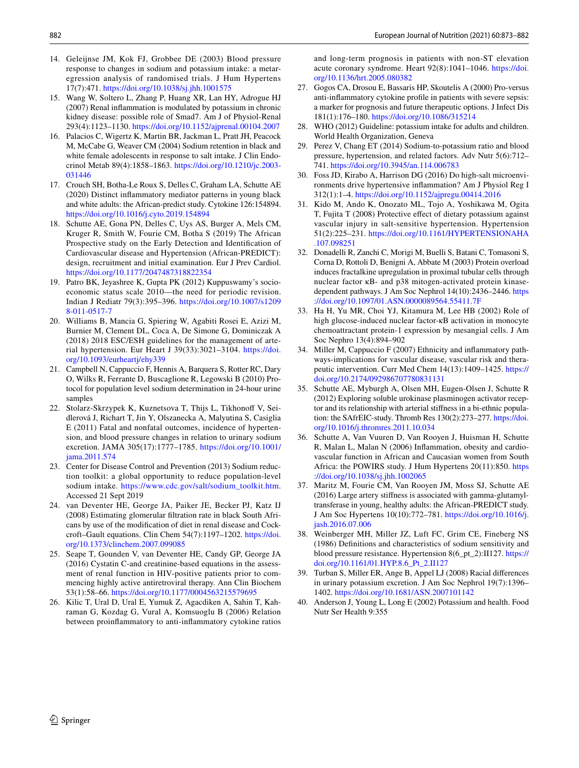14. Geleijnse JM, Kok FJ, Grobbee DE (2003) Blood pressure response to changes in sodium and potassium intake: a metaregression analysis of randomised trials. J Hum Hypertens 17(7):471. https://doi.org/10.1038/sj.jhh.1001575
15. Wang W, Soltero L, Zhang P, Huang XR, Lan HY, Adrogue HJ (2007) Renal inflammation is modulated by potassium in chronic kidney disease: possible role of Smad7. Am J of Physiol-Renal 293(4):1123–1130. https://doi.org/10.1152/ajprenal.00104.2007
16. Palacios C, Wigertz K, Martin BR, Jackman L, Pratt JH, Peacock M, McCabe G, Weaver CM (2004) Sodium retention in black and white female adolescents in response to salt intake. J Clin Endocrinol Metab 89(4):1858–1863. https://doi.org/10.1210/jc.2003-031446
17. Crouch SH, Botha-Le Roux S, Delles C, Graham LA, Schutte AE (2020) Distinct inflammatory mediator patterns in young black and white adults: the African-predict study. Cytokine 126:154894. https://doi.org/10.1016/j.cyto.2019.154894
18. Schutte AE, Gona PN, Delles C, Uys AS, Burger A, Mels CM, Kruger R, Smith W, Fourie CM, Botha S (2019) The African Prospective study on the Early Detection and Identification of Cardiovascular disease and Hypertension (African-PREDICT): design, recruitment and initial examination. Eur J Prev Cardiol. https://doi.org/10.1177/2047487318822354
19. Patro BK, Jeyashree K, Gupta PK (2012) Kuppuswamy's socioeconomic status scale 2010—the need for periodic revision. Indian J Rediatr 79(3):395–396. https://doi.org/10.1007/s12098-011-0517-7
20. Williams B, Mancia G, Spiering W, Agabiti Rosei E, Azizi M, Burnier M, Clement DL, Coca A, De Simone G, Dominiczak A (2018) 2018 ESC/ESH guidelines for the management of arterial hypertension. Eur Heart J 39(33):3021–3104. https://doi.org/10.1093/eurheartj/ehy339
21. Campbell N, Cappuccio F, Hennis A, Barquera S, Rotter RC, Dary O, Wilks R, Ferrante D, Buscaglione R, Legowski B (2010) Protocol for population level sodium determination in 24-hour urine samples
22. Stolarz-Skrzypek K, Kuznetsova T, Thijs L, Tikhonoff V, Seidlerová J, Richart T, Jin Y, Olszanecka A, Malyutina S, Casiglia E (2011) Fatal and nonfatal outcomes, incidence of hypertension, and blood pressure changes in relation to urinary sodium excretion. JAMA 305(17):1777–1785. https://doi.org/10.1001/jama.2011.574
23. Center for Disease Control and Prevention (2013) Sodium reduction toolkit: a global opportunity to reduce population-level sodium intake. https://www.cdc.gov/salt/sodium_toolkit.htm. Accessed 21 Sept 2019
24. van Deventer HE, George JA, Paiker JE, Becker PJ, Katz IJ (2008) Estimating glomerular filtration rate in black South Africans by use of the modification of diet in renal disease and Cockcroft–Gault equations. Clin Chem 54(7):1197–1202. https://doi.org/10.1373/clinchem.2007.099085
25. Seape T, Gounden V, van Deventer HE, Candy GP, George JA (2016) Cystatin C-and creatinine-based equations in the assessment of renal function in HIV-positive patients prior to commencing highly active antiretroviral therapy. Ann Clin Biochem 53(1):58–66. https://doi.org/10.1177/0004563215579695
26. Kilic T, Ural D, Ural E, Yumuk Z, Agacdiken A, Sahin T, Kahraman G, Kozdag G, Vural A, Komsuoglu B (2006) Relation between proinflammatory to anti-inflammatory cytokine ratios and long-term prognosis in patients with non-ST elevation acute coronary syndrome. Heart 92(8):1041–1046. https://doi.org/10.1136/hrt.2005.080382
27. Gogos CA, Drosou E, Bassaris HP, Skoutelis A (2000) Pro-versus anti-inflammatory cytokine profile in patients with severe sepsis: a marker for prognosis and future therapeutic options. J Infect Dis 181(1):176–180. https://doi.org/10.1086/315214
28. WHO (2012) Guideline: potassium intake for adults and children. World Health Organization, Geneva
29. Perez V, Chang ET (2014) Sodium-to-potassium ratio and blood pressure, hypertension, and related factors. Adv Nutr 5(6):712–741. https://doi.org/10.3945/an.114.006783
30. Foss JD, Kirabo A, Harrison DG (2016) Do high-salt microenvironments drive hypertensive inflammation? Am J Physiol Reg I 312(1):1–4. https://doi.org/10.1152/ajpregu.00414.2016
31. Kido M, Ando K, Onozato ML, Tojo A, Yoshikawa M, Ogita T, Fujita T (2008) Protective effect of dietary potassium against vascular injury in salt-sensitive hypertension. Hypertension 51(2):225–231. https://doi.org/10.1161/HYPERTENSIONAHA.107.098251
32. Donadelli R, Zanchi C, Morigi M, Buelli S, Batani C, Tomasoni S, Corna D, Rottoli D, Benigni A, Abbate M (2003) Protein overload induces fractalkine upregulation in proximal tubular cells through nuclear factor κB- and p38 mitogen-activated protein kinase-dependent pathways. J Am Soc Nephrol 14(10):2436–2446. https://doi.org/10.1097/01.ASN.0000089564.55411.7F
33. Ha H, Yu MR, Choi YJ, Kitamura M, Lee HB (2002) Role of high glucose-induced nuclear factor-κB activation in monocyte chemoattractant protein-1 expression by mesangial cells. J Am Soc Nephro 13(4):894–902
34. Miller M, Cappuccio F (2007) Ethnicity and inflammatory pathways-implications for vascular disease, vascular risk and therapeutic intervention. Curr Med Chem 14(13):1409–1425. https://doi.org/10.2174/092986707780831131
35. Schutte AE, Myburgh A, Olsen MH, Eugen-Olsen J, Schutte R (2012) Exploring soluble urokinase plasminogen activator receptor and its relationship with arterial stiffness in a bi-ethnic population: the SAfrEIC-study. Thromb Res 130(2):273–277. https://doi.org/10.1016/j.thromres.2011.10.034
36. Schutte A, Van Vuuren D, Van Rooyen J, Huisman H, Schutte R, Malan L, Malan N (2006) Inflammation, obesity and cardiovascular function in African and Caucasian women from South Africa: the POWIRS study. J Hum Hypertens 20(11):850. https://doi.org/10.1038/sj.jhh.1002065
37. Maritz M, Fourie CM, Van Rooyen JM, Moss SJ, Schutte AE (2016) Large artery stiffness is associated with gamma-glutamyltransferase in young, healthy adults: the African-PREDICT study. J Am Soc Hypertens 10(10):772–781. https://doi.org/10.1016/j.jash.2016.07.006
38. Weinberger MH, Miller JZ, Luft FC, Grim CE, Fineberg NS (1986) Definitions and characteristics of sodium sensitivity and blood pressure resistance. Hypertension 8(6_pt_2):II127. https://doi.org/10.1161/01.HYP.8.6_Pt_2.II127
39. Turban S, Miller ER, Ange B, Appel LJ (2008) Racial differences in urinary potassium excretion. J Am Soc Nephrol 19(7):1396–1402. https://doi.org/10.1681/ASN.2007101142
40. Anderson J, Young L, Long E (2002) Potassium and health. Food Nutr Ser Health 9:355